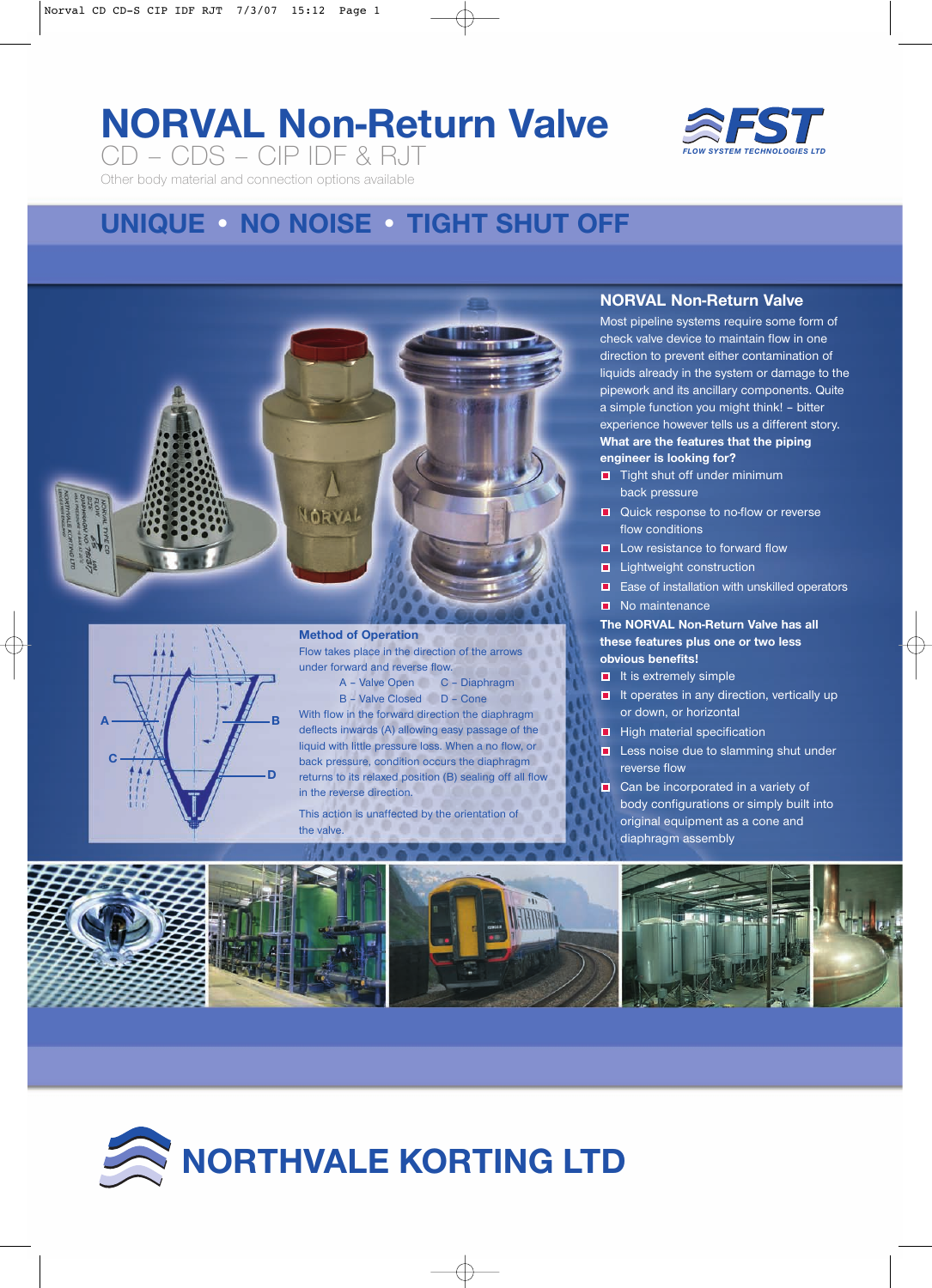# NORVAL Non-Return Valve

CD – CDS – CIP IDF & RJT

Other body material and connection options available

FLOW SYSTEM TECHNOLOGIES LTD

## UNIQUE • NO NOISE • TIGHT SHUT OFF

### Method of Operation

Flow takes place in the direction of the arrows under forward and reverse flow.

A – Valve Open   C – Diaphragm
B – Valve Closed   D – Cone

With flow in the forward direction the diaphragm deflects inwards (A) allowing easy passage of the liquid with little pressure loss. When a no flow, or back pressure, condition occurs the diaphragm returns to its relaxed position (B) sealing off all flow in the reverse direction.

This action is unaffected by the orientation of the valve.

### NORVAL Non-Return Valve

Most pipeline systems require some form of check valve device to maintain flow in one direction to prevent either contamination of liquids already in the system or damage to the pipework and its ancillary components. Quite a simple function you might think! – bitter experience however tells us a different story.

**What are the features that the piping engineer is looking for?**

- Tight shut off under minimum back pressure
- Quick response to no-flow or reverse flow conditions
- Low resistance to forward flow
- Lightweight construction
- Ease of installation with unskilled operators
- No maintenance

**The NORVAL Non-Return Valve has all these features plus one or two less obvious benefits!**

- It is extremely simple
- It operates in any direction, vertically up or down, or horizontal
- High material specification
- Less noise due to slamming shut under reverse flow
- Can be incorporated in a variety of body configurations or simply built into original equipment as a cone and diaphragm assembly

## NORTHVALE KORTING LTD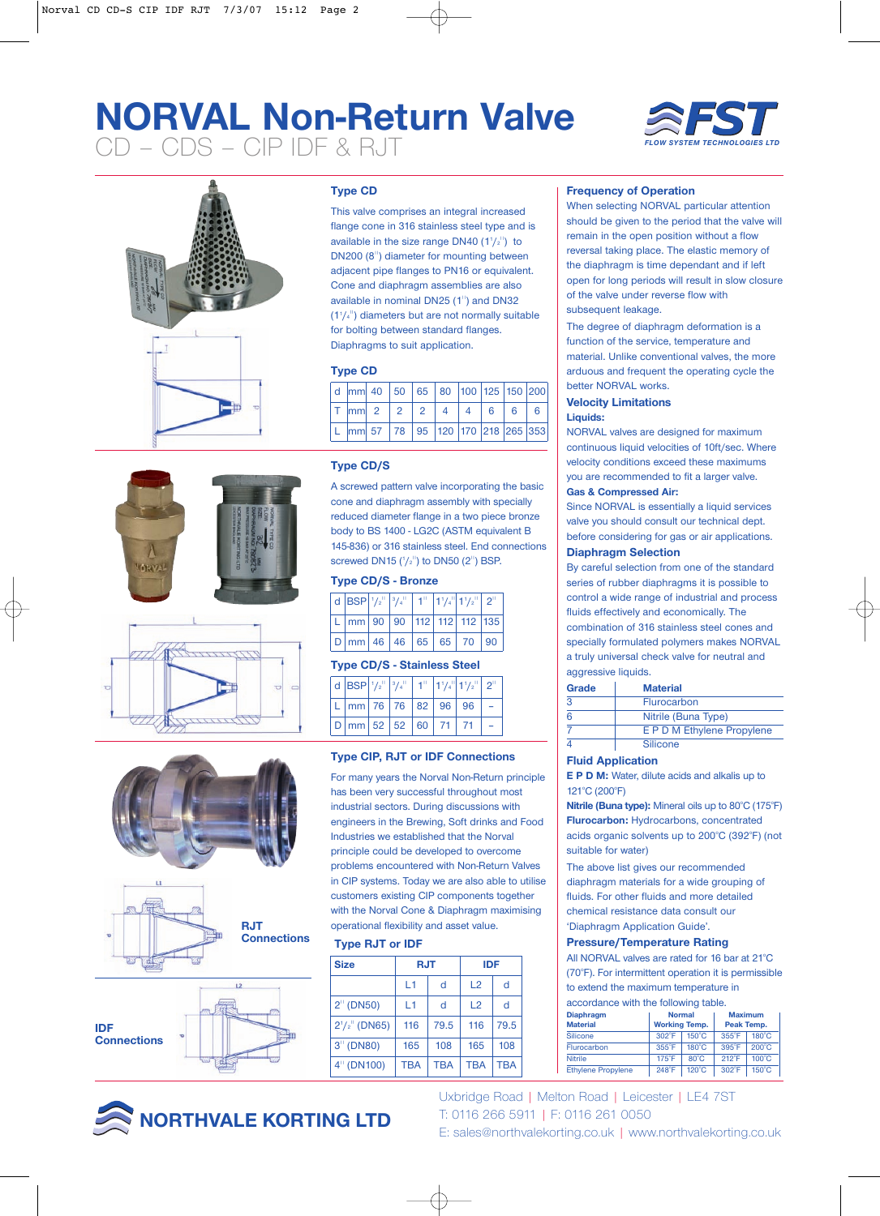# NORVAL Non-Return Valve

## CD – CDS – CIP IDF & RJT

FLOW SYSTEM TECHNOLOGIES LTD

### Type CD

This valve comprises an integral increased flange cone in 316 stainless steel type and is available in the size range DN40 (1½") to DN200 (8") diameter for mounting between adjacent pipe flanges to PN16 or equivalent. Cone and diaphragm assemblies are also available in nominal DN25 (1") and DN32 (1¼") diameters but are not normally suitable for bolting between standard flanges. Diaphragms to suit application.

### Type CD

| | | | | | | | | | |
|---|---|---|---|---|---|---|---|---|---|
| d | mm | 40 | 50 | 65 | 80 | 100 | 125 | 150 | 200 |
| T | mm | 2 | 2 | 2 | 4 | 4 | 6 | 6 | 6 |
| L | mm | 57 | 78 | 95 | 120 | 170 | 218 | 265 | 353 |

### Type CD/S

A screwed pattern valve incorporating the basic cone and diaphragm assembly with specially reduced diameter flange in a two piece bronze body to BS 1400 - LG2C (ASTM equivalent B 145-836) or 316 stainless steel. End connections screwed DN15 (½") to DN50 (2") BSP.

### Type CD/S - Bronze

| | | | | | | | |
|---|---|---|---|---|---|---|---|
| d | BSP | ½" | ¾" | 1" | 1¼" | 1½" | 2" |
| L | mm | 90 | 90 | 112 | 112 | 112 | 135 |
| D | mm | 46 | 46 | 65 | 65 | 70 | 90 |

### Type CD/S - Stainless Steel

| | | | | | | | |
|---|---|---|---|---|---|---|---|
| d | BSP | ½" | ¾" | 1" | 1¼" | 1½" | 2" |
| L | mm | 76 | 76 | 82 | 96 | 96 | – |
| D | mm | 52 | 52 | 60 | 71 | 71 | – |

### Type CIP, RJT or IDF Connections

For many years the Norval Non-Return principle has been very successful throughout most industrial sectors. During discussions with engineers in the Brewing, Soft drinks and Food Industries we established that the Norval principle could be developed to overcome problems encountered with Non-Return Valves in CIP systems. Today we are also able to utilise customers existing CIP components together with the Norval Cone & Diaphragm maximising operational flexibility and asset value.

**RJT Connections**

**IDF Connections**

### Type RJT or IDF

| Size | RJT | | IDF | |
|---|---|---|---|---|
| | L1 | d | L2 | d |
| 2" (DN50) | L1 | d | L2 | d |
| 2½" (DN65) | 116 | 79.5 | 116 | 79.5 |
| 3" (DN80) | 165 | 108 | 165 | 108 |
| 4" (DN100) | TBA | TBA | TBA | TBA |

### Frequency of Operation

When selecting NORVAL particular attention should be given to the period that the valve will remain in the open position without a flow reversal taking place. The elastic memory of the diaphragm is time dependant and if left open for long periods will result in slow closure of the valve under reverse flow with subsequent leakage.

The degree of diaphragm deformation is a function of the service, temperature and material. Unlike conventional valves, the more arduous and frequent the operating cycle the better NORVAL works.

### Velocity Limitations

**Liquids:**

NORVAL valves are designed for maximum continuous liquid velocities of 10ft/sec. Where velocity conditions exceed these maximums you are recommended to fit a larger valve.

**Gas & Compressed Air:**

Since NORVAL is essentially a liquid services valve you should consult our technical dept. before considering for gas or air applications.

### Diaphragm Selection

By careful selection from one of the standard series of rubber diaphragms it is possible to control a wide range of industrial and process fluids effectively and economically. The combination of 316 stainless steel cones and specially formulated polymers makes NORVAL a truly universal check valve for neutral and aggressive liquids.

| Grade | Material |
|---|---|
| 3 | Flurocarbon |
| 6 | Nitrile (Buna Type) |
| 7 | E P D M Ethylene Propylene |
| 4 | Silicone |

### Fluid Application

**E P D M:** Water, dilute acids and alkalis up to 121°C (200°F)

**Nitrile (Buna type):** Mineral oils up to 80°C (175°F)

**Flurocarbon:** Hydrocarbons, concentrated acids organic solvents up to 200°C (392°F) (not suitable for water)

The above list gives our recommended diaphragm materials for a wide grouping of fluids. For other fluids and more detailed chemical resistance data consult our 'Diaphragm Application Guide'.

### Pressure/Temperature Rating

All NORVAL valves are rated for 16 bar at 21°C (70°F). For intermittent operation it is permissible to extend the maximum temperature in accordance with the following table.

| Diaphragm Material | Normal Working Temp. | | Maximum Peak Temp. | |
|---|---|---|---|---|
| Silicone | 302°F | 150°C | 355°F | 180°C |
| Flurocarbon | 355°F | 180°C | 395°F | 200°C |
| Nitrile | 175°F | 80°C | 212°F | 100°C |
| Ethylene Propylene | 248°F | 120°C | 302°F | 150°C |

**NORTHVALE KORTING LTD**

Uxbridge Road | Melton Road | Leicester | LE4 7ST
T: 0116 266 5911 | F: 0116 261 0050
E: sales@northvalekorting.co.uk | www.northvalekorting.co.uk